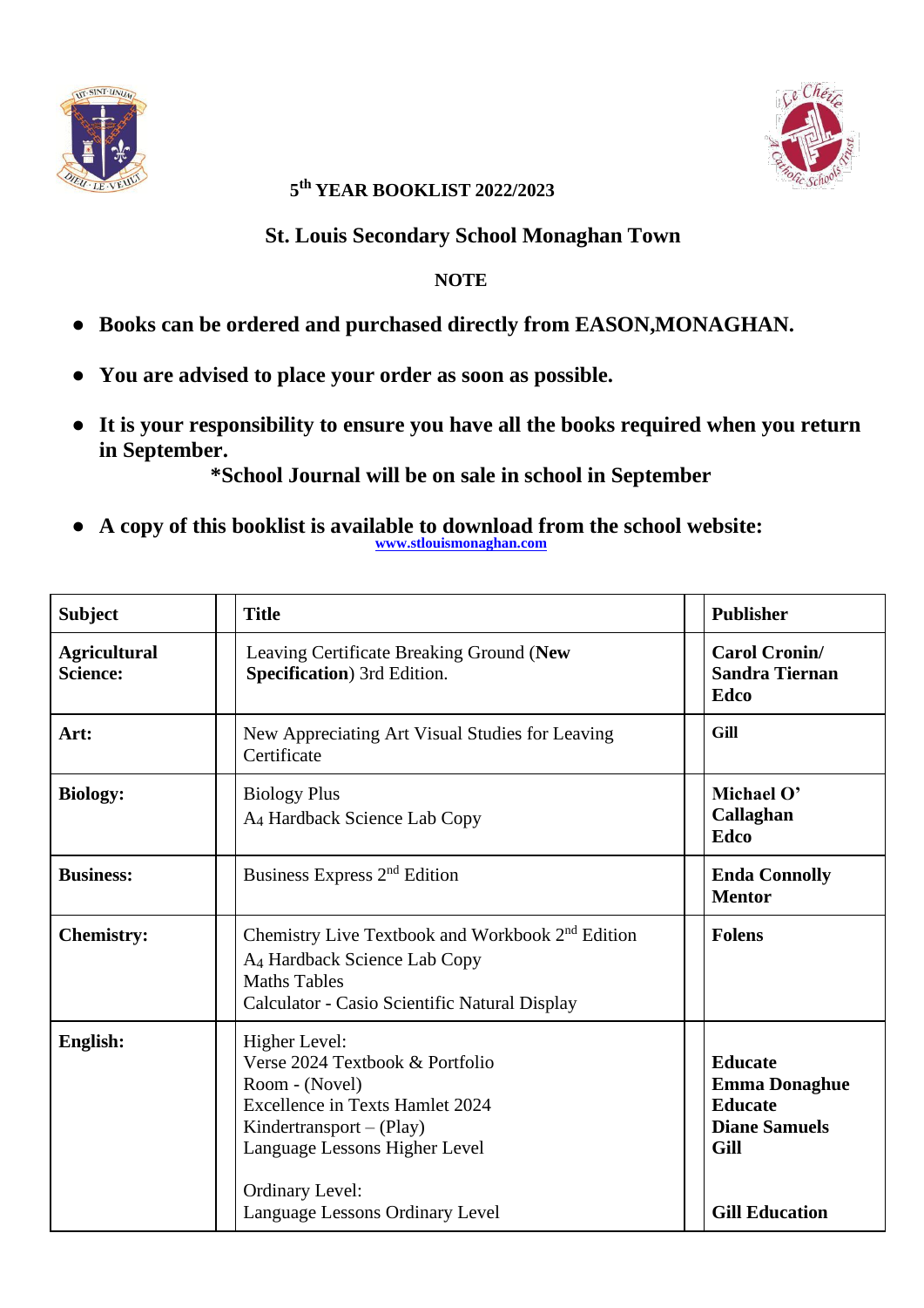## 5th YEAR BOOKLIST 2022/2023

## St. Louis Secondary School Monaghan Town

**NOTE**

- **Books can be ordered and purchased directly from EASON,MONAGHAN.**
- **You are advised to place your order as soon as possible.**
- **It is your responsibility to ensure you have all the books required when you return in September.**

  ***School Journal will be on sale in school in September**

- **A copy of this booklist is available to download from the school website:** www.stlouismonaghan.com

| **Subject** | **Title** | **Publisher** |
|---|---|---|
| **Agricultural Science:** | Leaving Certificate Breaking Ground (**New Specification**) 3rd Edition. | **Carol Cronin/ Sandra Tiernan Edco** |
| **Art:** | New Appreciating Art Visual Studies for Leaving Certificate | **Gill** |
| **Biology:** | Biology Plus<br>A4 Hardback Science Lab Copy | **Michael O' Callaghan Edco** |
| **Business:** | Business Express 2nd Edition | **Enda Connolly Mentor** |
| **Chemistry:** | Chemistry Live Textbook and Workbook 2nd Edition<br>A4 Hardback Science Lab Copy<br>Maths Tables<br>Calculator - Casio Scientific Natural Display | **Folens** |
| **English:** | Higher Level:<br>Verse 2024 Textbook & Portfolio<br>Room - (Novel)<br>Excellence in Texts Hamlet 2024<br>Kindertransport – (Play)<br>Language Lessons Higher Level<br><br>Ordinary Level:<br>Language Lessons Ordinary Level | <br>**Educate**<br>**Emma Donaghue**<br>**Educate**<br>**Diane Samuels**<br>**Gill**<br><br><br>**Gill Education** |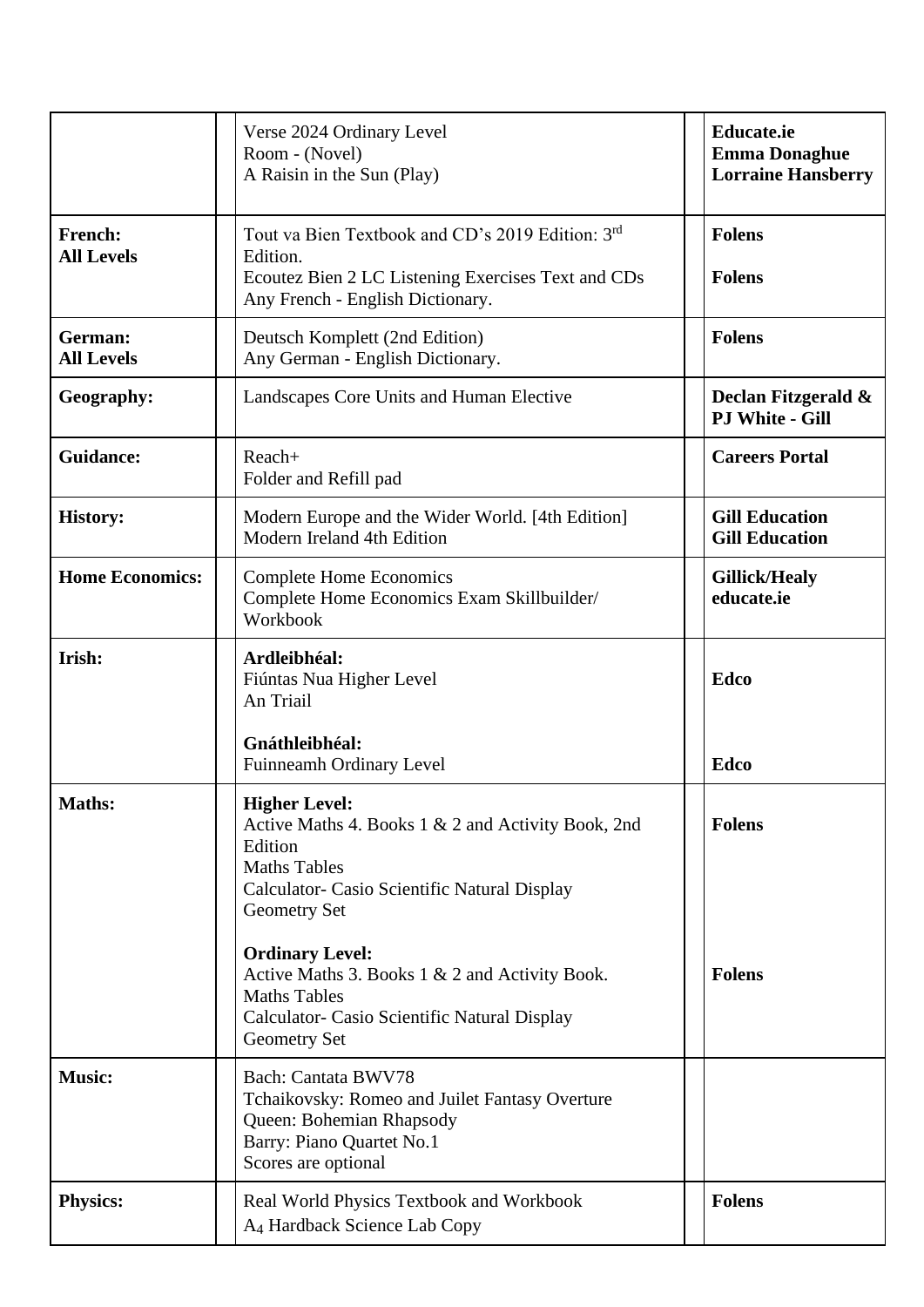| | | | | |
|---|---|---|---|---|
| | | Verse 2024 Ordinary Level<br>Room - (Novel)<br>A Raisin in the Sun (Play) | | **Educate.ie**<br>**Emma Donaghue**<br>**Lorraine Hansberry** |
| **French:**<br>**All Levels** | | Tout va Bien Textbook and CD's 2019 Edition: 3rd Edition.<br>Ecoutez Bien 2 LC Listening Exercises Text and CDs<br>Any French - English Dictionary. | | **Folens**<br><br>**Folens** |
| **German:**<br>**All Levels** | | Deutsch Komplett (2nd Edition)<br>Any German - English Dictionary. | | **Folens** |
| **Geography:** | | Landscapes Core Units and Human Elective | | **Declan Fitzgerald & PJ White - Gill** |
| **Guidance:** | | Reach+<br>Folder and Refill pad | | **Careers Portal** |
| **History:** | | Modern Europe and the Wider World. [4th Edition]<br>Modern Ireland 4th Edition | | **Gill Education**<br>**Gill Education** |
| **Home Economics:** | | Complete Home Economics<br>Complete Home Economics Exam Skillbuilder/ Workbook | | **Gillick/Healy**<br>**educate.ie** |
| **Irish:** | | **Ardleibhéal:**<br>Fiúntas Nua Higher Level<br>An Triail<br><br>**Gnáthleibhéal:**<br>Fuinneamh Ordinary Level | | <br>**Edco**<br><br><br><br>**Edco** |
| **Maths:** | | **Higher Level:**<br>Active Maths 4. Books 1 & 2 and Activity Book, 2nd Edition<br>Maths Tables<br>Calculator- Casio Scientific Natural Display<br>Geometry Set<br><br>**Ordinary Level:**<br>Active Maths 3. Books 1 & 2 and Activity Book.<br>Maths Tables<br>Calculator- Casio Scientific Natural Display<br>Geometry Set | | <br>**Folens**<br><br><br><br><br><br><br>**Folens** |
| **Music:** | | Bach: Cantata BWV78<br>Tchaikovsky: Romeo and Juilet Fantasy Overture<br>Queen: Bohemian Rhapsody<br>Barry: Piano Quartet No.1<br>Scores are optional | | |
| **Physics:** | | Real World Physics Textbook and Workbook<br>$A_4$ Hardback Science Lab Copy | | **Folens** |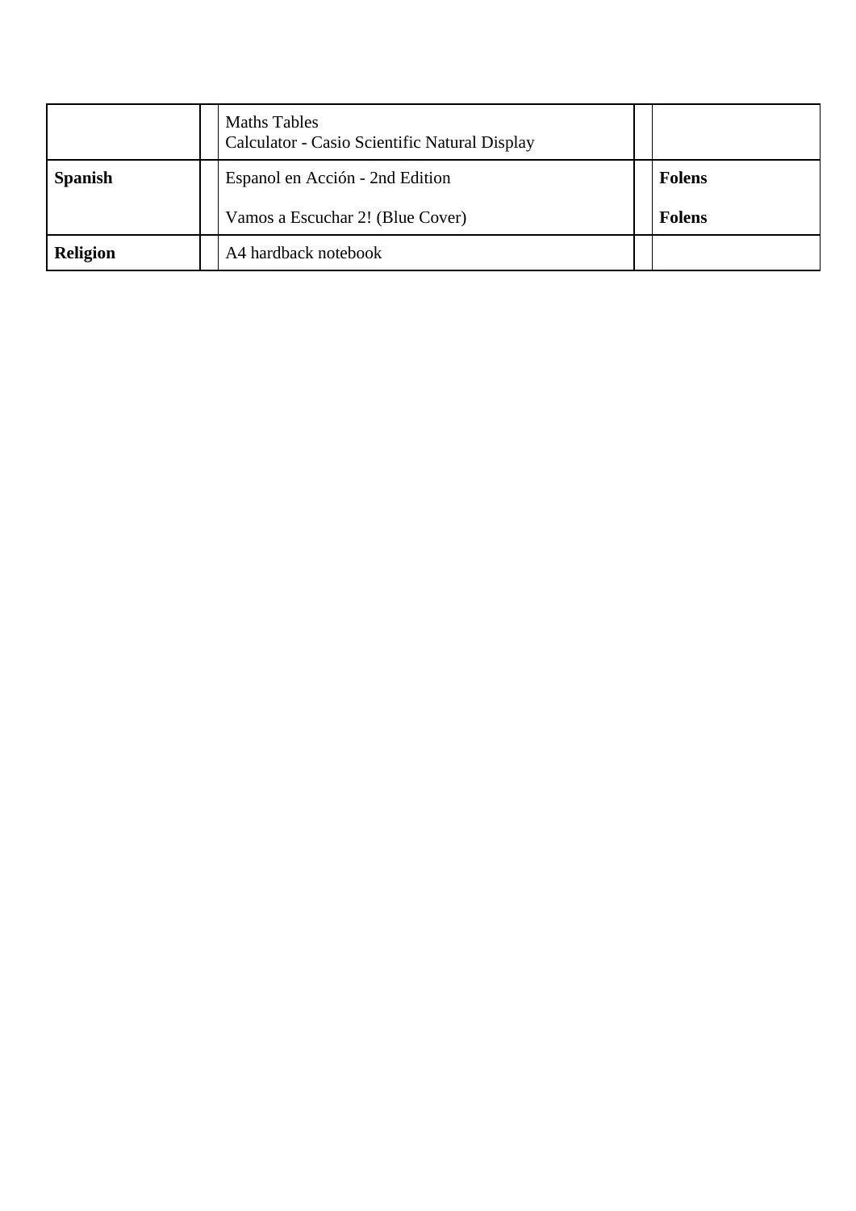| | | | | |
|---|---|---|---|---|
| | | Maths Tables<br>Calculator - Casio Scientific Natural Display | | |
| **Spanish** | | Espanol en Acción - 2nd Edition<br><br>Vamos a Escuchar 2! (Blue Cover) | | **Folens**<br><br>**Folens** |
| **Religion** | | A4 hardback notebook | | |